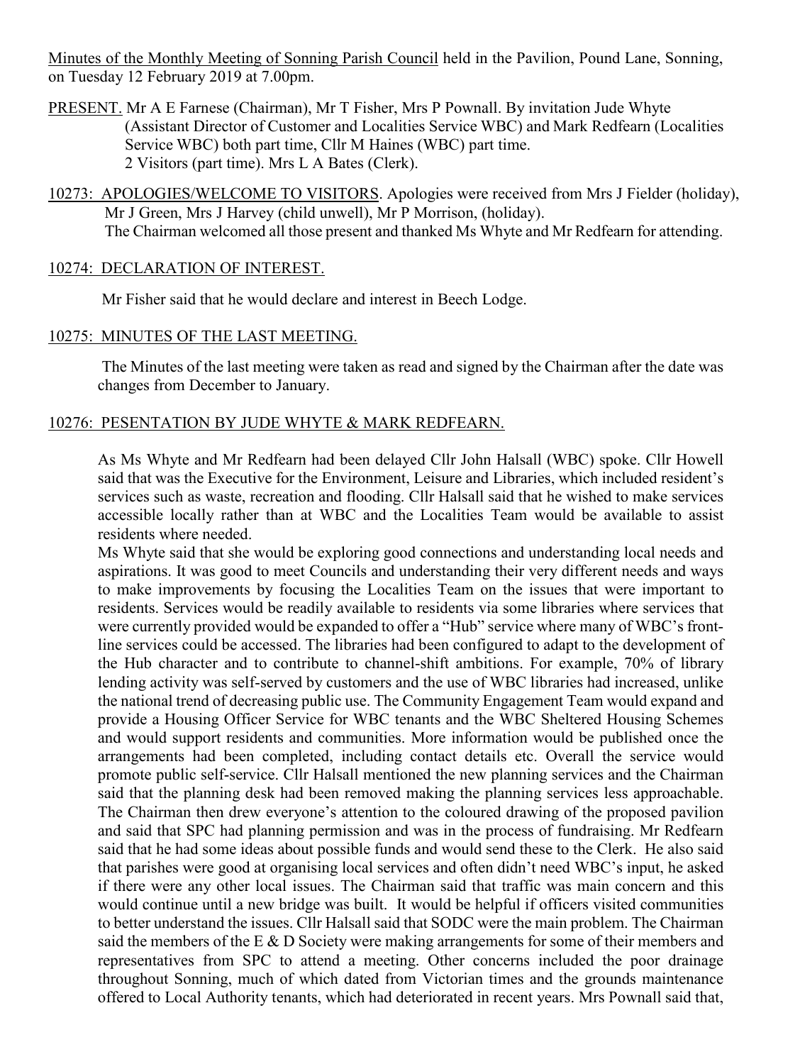Minutes of the Monthly Meeting of Sonning Parish Council held in the Pavilion, Pound Lane, Sonning, on Tuesday 12 February 2019 at 7.00pm.

PRESENT. Mr A E Farnese (Chairman), Mr T Fisher, Mrs P Pownall. By invitation Jude Whyte (Assistant Director of Customer and Localities Service WBC) and Mark Redfearn (Localities Service WBC) both part time, Cllr M Haines (WBC) part time. 2 Visitors (part time). Mrs L A Bates (Clerk).

10273: APOLOGIES/WELCOME TO VISITORS. Apologies were received from Mrs J Fielder (holiday), Mr J Green, Mrs J Harvey (child unwell), Mr P Morrison, (holiday). The Chairman welcomed all those present and thanked Ms Whyte and Mr Redfearn for attending.

10274: DECLARATION OF INTEREST.

Mr Fisher said that he would declare and interest in Beech Lodge.

10275: MINUTES OF THE LAST MEETING.

The Minutes of the last meeting were taken as read and signed by the Chairman after the date was changes from December to January.

10276: PESENTATION BY JUDE WHYTE & MARK REDFEARN.

As Ms Whyte and Mr Redfearn had been delayed Cllr John Halsall (WBC) spoke. Cllr Howell said that was the Executive for the Environment, Leisure and Libraries, which included resident's services such as waste, recreation and flooding. Cllr Halsall said that he wished to make services accessible locally rather than at WBC and the Localities Team would be available to assist residents where needed.

Ms Whyte said that she would be exploring good connections and understanding local needs and aspirations. It was good to meet Councils and understanding their very different needs and ways to make improvements by focusing the Localities Team on the issues that were important to residents. Services would be readily available to residents via some libraries where services that were currently provided would be expanded to offer a "Hub" service where many of WBC's front-line services could be accessed. The libraries had been configured to adapt to the development of the Hub character and to contribute to channel-shift ambitions. For example, 70% of library lending activity was self-served by customers and the use of WBC libraries had increased, unlike the national trend of decreasing public use. The Community Engagement Team would expand and provide a Housing Officer Service for WBC tenants and the WBC Sheltered Housing Schemes and would support residents and communities. More information would be published once the arrangements had been completed, including contact details etc. Overall the service would promote public self-service. Cllr Halsall mentioned the new planning services and the Chairman said that the planning desk had been removed making the planning services less approachable. The Chairman then drew everyone's attention to the coloured drawing of the proposed pavilion and said that SPC had planning permission and was in the process of fundraising. Mr Redfearn said that he had some ideas about possible funds and would send these to the Clerk. He also said that parishes were good at organising local services and often didn't need WBC's input, he asked if there were any other local issues. The Chairman said that traffic was main concern and this would continue until a new bridge was built. It would be helpful if officers visited communities to better understand the issues. Cllr Halsall said that SODC were the main problem. The Chairman said the members of the E & D Society were making arrangements for some of their members and representatives from SPC to attend a meeting. Other concerns included the poor drainage throughout Sonning, much of which dated from Victorian times and the grounds maintenance offered to Local Authority tenants, which had deteriorated in recent years. Mrs Pownall said that,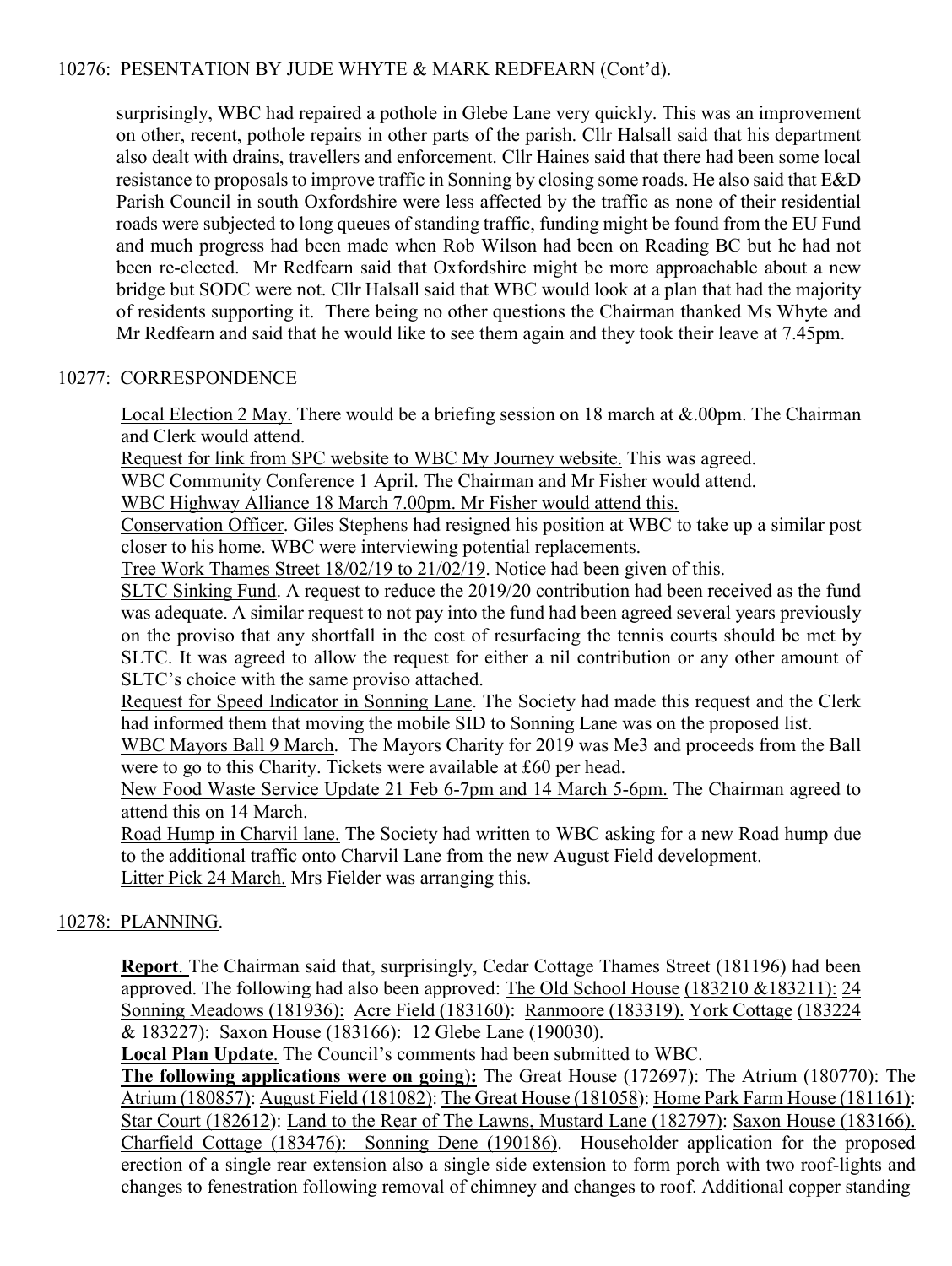## 10276: PESENTATION BY JUDE WHYTE & MARK REDFEARN (Cont'd).

surprisingly, WBC had repaired a pothole in Glebe Lane very quickly. This was an improvement on other, recent, pothole repairs in other parts of the parish. Cllr Halsall said that his department also dealt with drains, travellers and enforcement. Cllr Haines said that there had been some local resistance to proposals to improve traffic in Sonning by closing some roads. He also said that E&D Parish Council in south Oxfordshire were less affected by the traffic as none of their residential roads were subjected to long queues of standing traffic, funding might be found from the EU Fund and much progress had been made when Rob Wilson had been on Reading BC but he had not been re-elected. Mr Redfearn said that Oxfordshire might be more approachable about a new bridge but SODC were not. Cllr Halsall said that WBC would look at a plan that had the majority of residents supporting it. There being no other questions the Chairman thanked Ms Whyte and Mr Redfearn and said that he would like to see them again and they took their leave at 7.45pm.

## 10277: CORRESPONDENCE

Local Election 2 May. There would be a briefing session on 18 march at &.00pm. The Chairman and Clerk would attend.

Request for link from SPC website to WBC My Journey website. This was agreed.

WBC Community Conference 1 April. The Chairman and Mr Fisher would attend.

WBC Highway Alliance 18 March 7.00pm. Mr Fisher would attend this.

Conservation Officer. Giles Stephens had resigned his position at WBC to take up a similar post closer to his home. WBC were interviewing potential replacements.

Tree Work Thames Street 18/02/19 to 21/02/19. Notice had been given of this.

SLTC Sinking Fund. A request to reduce the 2019/20 contribution had been received as the fund was adequate. A similar request to not pay into the fund had been agreed several years previously on the proviso that any shortfall in the cost of resurfacing the tennis courts should be met by SLTC. It was agreed to allow the request for either a nil contribution or any other amount of SLTC's choice with the same proviso attached.

Request for Speed Indicator in Sonning Lane. The Society had made this request and the Clerk had informed them that moving the mobile SID to Sonning Lane was on the proposed list.

WBC Mayors Ball 9 March. The Mayors Charity for 2019 was Me3 and proceeds from the Ball were to go to this Charity. Tickets were available at £60 per head.

New Food Waste Service Update 21 Feb 6-7pm and 14 March 5-6pm. The Chairman agreed to attend this on 14 March.

Road Hump in Charvil lane. The Society had written to WBC asking for a new Road hump due to the additional traffic onto Charvil Lane from the new August Field development.

Litter Pick 24 March. Mrs Fielder was arranging this.

## 10278: PLANNING.

**Report**. The Chairman said that, surprisingly, Cedar Cottage Thames Street (181196) had been approved. The following had also been approved: The Old School House (183210 &183211): 24 Sonning Meadows (181936): Acre Field (183160): Ranmoore (183319). York Cottage (183224 & 183227): Saxon House (183166): 12 Glebe Lane (190030).

**Local Plan Update**. The Council's comments had been submitted to WBC.

**The following applications were on going):** The Great House (172697): The Atrium (180770): The Atrium (180857): August Field (181082): The Great House (181058): Home Park Farm House (181161): Star Court (182612): Land to the Rear of The Lawns, Mustard Lane (182797): Saxon House (183166). Charfield Cottage (183476): Sonning Dene (190186). Householder application for the proposed erection of a single rear extension also a single side extension to form porch with two roof-lights and changes to fenestration following removal of chimney and changes to roof. Additional copper standing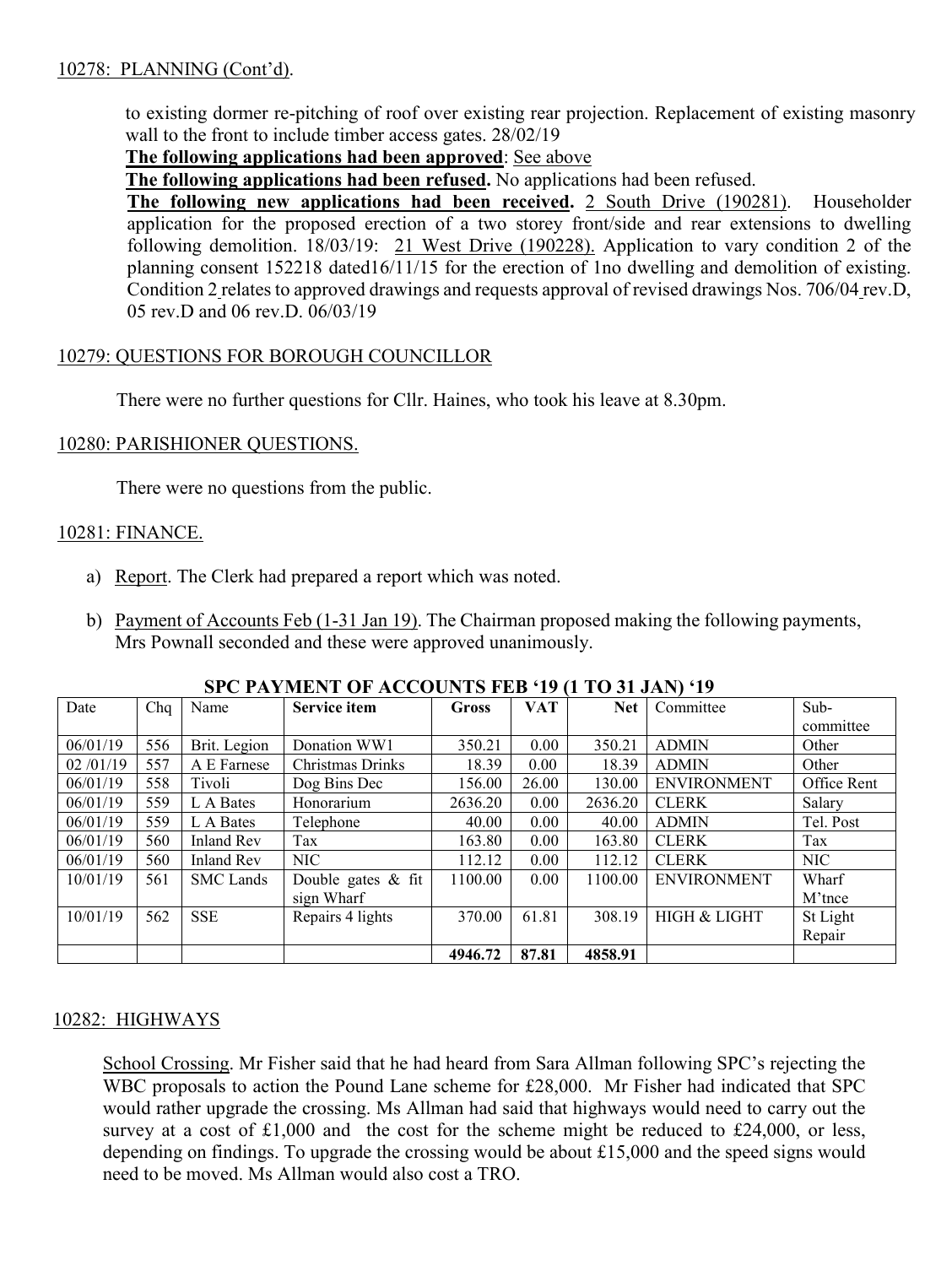10278: PLANNING (Cont'd).

to existing dormer re-pitching of roof over existing rear projection. Replacement of existing masonry wall to the front to include timber access gates. 28/02/19

**The following applications had been approved**: See above

**The following applications had been refused.** No applications had been refused.

**The following new applications had been received.** 2 South Drive (190281). Householder application for the proposed erection of a two storey front/side and rear extensions to dwelling following demolition. 18/03/19: 21 West Drive (190228). Application to vary condition 2 of the planning consent 152218 dated16/11/15 for the erection of 1no dwelling and demolition of existing. Condition 2 relates to approved drawings and requests approval of revised drawings Nos. 706/04 rev.D, 05 rev.D and 06 rev.D. 06/03/19

10279: QUESTIONS FOR BOROUGH COUNCILLOR

There were no further questions for Cllr. Haines, who took his leave at 8.30pm.

10280: PARISHIONER QUESTIONS.

There were no questions from the public.

10281: FINANCE.

a) Report. The Clerk had prepared a report which was noted.

b) Payment of Accounts Feb (1-31 Jan 19). The Chairman proposed making the following payments, Mrs Pownall seconded and these were approved unanimously.

**SPC PAYMENT OF ACCOUNTS FEB '19 (1 TO 31 JAN) '19**

| Date | Chq | Name | **Service item** | **Gross** | **VAT** | **Net** | Committee | Sub-committee |
|---|---|---|---|---|---|---|---|---|
| 06/01/19 | 556 | Brit. Legion | Donation WW1 | 350.21 | 0.00 | 350.21 | ADMIN | Other |
| 02 /01/19 | 557 | A E Farnese | Christmas Drinks | 18.39 | 0.00 | 18.39 | ADMIN | Other |
| 06/01/19 | 558 | Tivoli | Dog Bins Dec | 156.00 | 26.00 | 130.00 | ENVIRONMENT | Office Rent |
| 06/01/19 | 559 | L A Bates | Honorarium | 2636.20 | 0.00 | 2636.20 | CLERK | Salary |
| 06/01/19 | 559 | L A Bates | Telephone | 40.00 | 0.00 | 40.00 | ADMIN | Tel. Post |
| 06/01/19 | 560 | Inland Rev | Tax | 163.80 | 0.00 | 163.80 | CLERK | Tax |
| 06/01/19 | 560 | Inland Rev | NIC | 112.12 | 0.00 | 112.12 | CLERK | NIC |
| 10/01/19 | 561 | SMC Lands | Double gates & fit sign Wharf | 1100.00 | 0.00 | 1100.00 | ENVIRONMENT | Wharf M'tnce |
| 10/01/19 | 562 | SSE | Repairs 4 lights | 370.00 | 61.81 | 308.19 | HIGH & LIGHT | St Light Repair |
| | | | | **4946.72** | **87.81** | **4858.91** | | |

10282: HIGHWAYS

School Crossing. Mr Fisher said that he had heard from Sara Allman following SPC's rejecting the WBC proposals to action the Pound Lane scheme for £28,000. Mr Fisher had indicated that SPC would rather upgrade the crossing. Ms Allman had said that highways would need to carry out the survey at a cost of £1,000 and the cost for the scheme might be reduced to £24,000, or less, depending on findings. To upgrade the crossing would be about £15,000 and the speed signs would need to be moved. Ms Allman would also cost a TRO.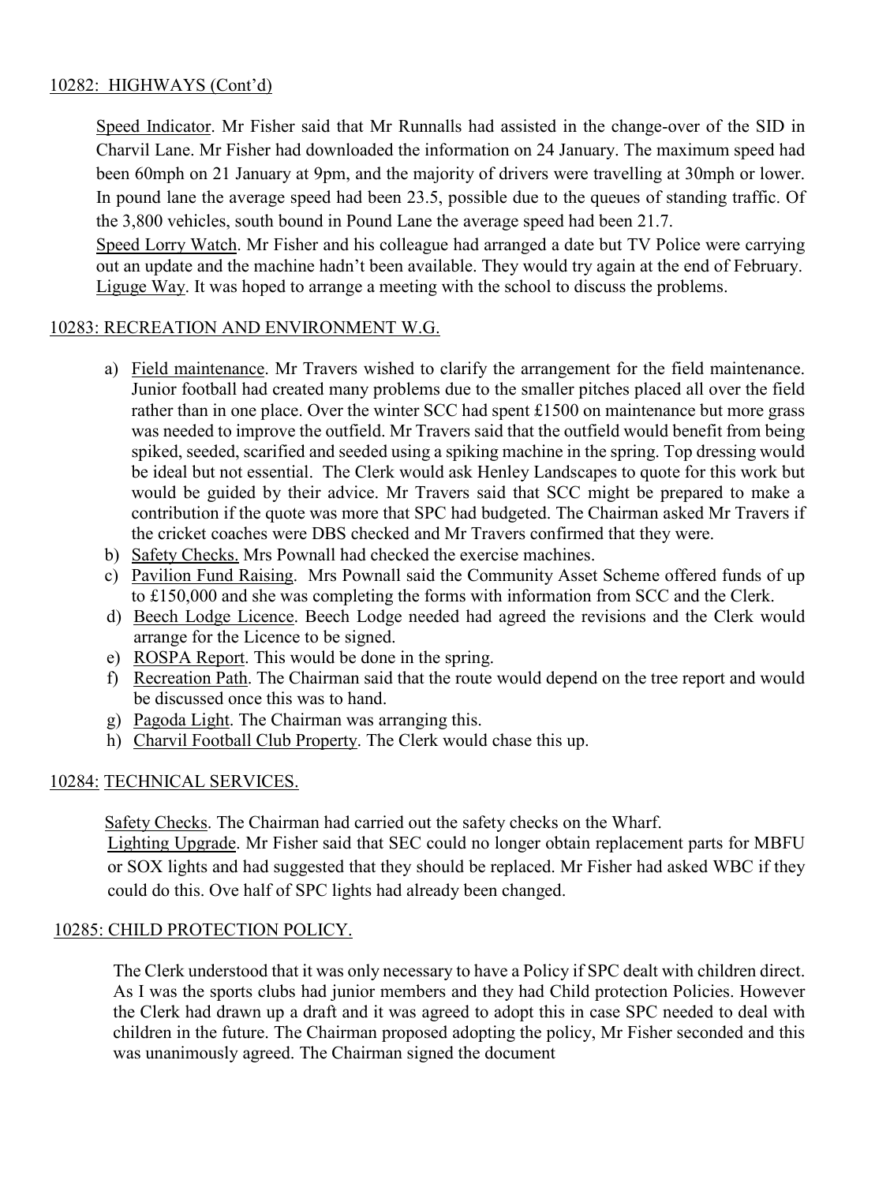## 10282: HIGHWAYS (Cont'd)

Speed Indicator. Mr Fisher said that Mr Runnalls had assisted in the change-over of the SID in Charvil Lane. Mr Fisher had downloaded the information on 24 January. The maximum speed had been 60mph on 21 January at 9pm, and the majority of drivers were travelling at 30mph or lower. In pound lane the average speed had been 23.5, possible due to the queues of standing traffic. Of the 3,800 vehicles, south bound in Pound Lane the average speed had been 21.7.

Speed Lorry Watch. Mr Fisher and his colleague had arranged a date but TV Police were carrying out an update and the machine hadn't been available. They would try again at the end of February.

Liguge Way. It was hoped to arrange a meeting with the school to discuss the problems.

## 10283: RECREATION AND ENVIRONMENT W.G.

a) Field maintenance. Mr Travers wished to clarify the arrangement for the field maintenance. Junior football had created many problems due to the smaller pitches placed all over the field rather than in one place. Over the winter SCC had spent £1500 on maintenance but more grass was needed to improve the outfield. Mr Travers said that the outfield would benefit from being spiked, seeded, scarified and seeded using a spiking machine in the spring. Top dressing would be ideal but not essential. The Clerk would ask Henley Landscapes to quote for this work but would be guided by their advice. Mr Travers said that SCC might be prepared to make a contribution if the quote was more that SPC had budgeted. The Chairman asked Mr Travers if the cricket coaches were DBS checked and Mr Travers confirmed that they were.
b) Safety Checks. Mrs Pownall had checked the exercise machines.
c) Pavilion Fund Raising. Mrs Pownall said the Community Asset Scheme offered funds of up to £150,000 and she was completing the forms with information from SCC and the Clerk.
d) Beech Lodge Licence. Beech Lodge needed had agreed the revisions and the Clerk would arrange for the Licence to be signed.
e) ROSPA Report. This would be done in the spring.
f) Recreation Path. The Chairman said that the route would depend on the tree report and would be discussed once this was to hand.
g) Pagoda Light. The Chairman was arranging this.
h) Charvil Football Club Property. The Clerk would chase this up.

## 10284: TECHNICAL SERVICES.

Safety Checks. The Chairman had carried out the safety checks on the Wharf.

Lighting Upgrade. Mr Fisher said that SEC could no longer obtain replacement parts for MBFU or SOX lights and had suggested that they should be replaced. Mr Fisher had asked WBC if they could do this. Ove half of SPC lights had already been changed.

## 10285: CHILD PROTECTION POLICY.

The Clerk understood that it was only necessary to have a Policy if SPC dealt with children direct. As I was the sports clubs had junior members and they had Child protection Policies. However the Clerk had drawn up a draft and it was agreed to adopt this in case SPC needed to deal with children in the future. The Chairman proposed adopting the policy, Mr Fisher seconded and this was unanimously agreed. The Chairman signed the document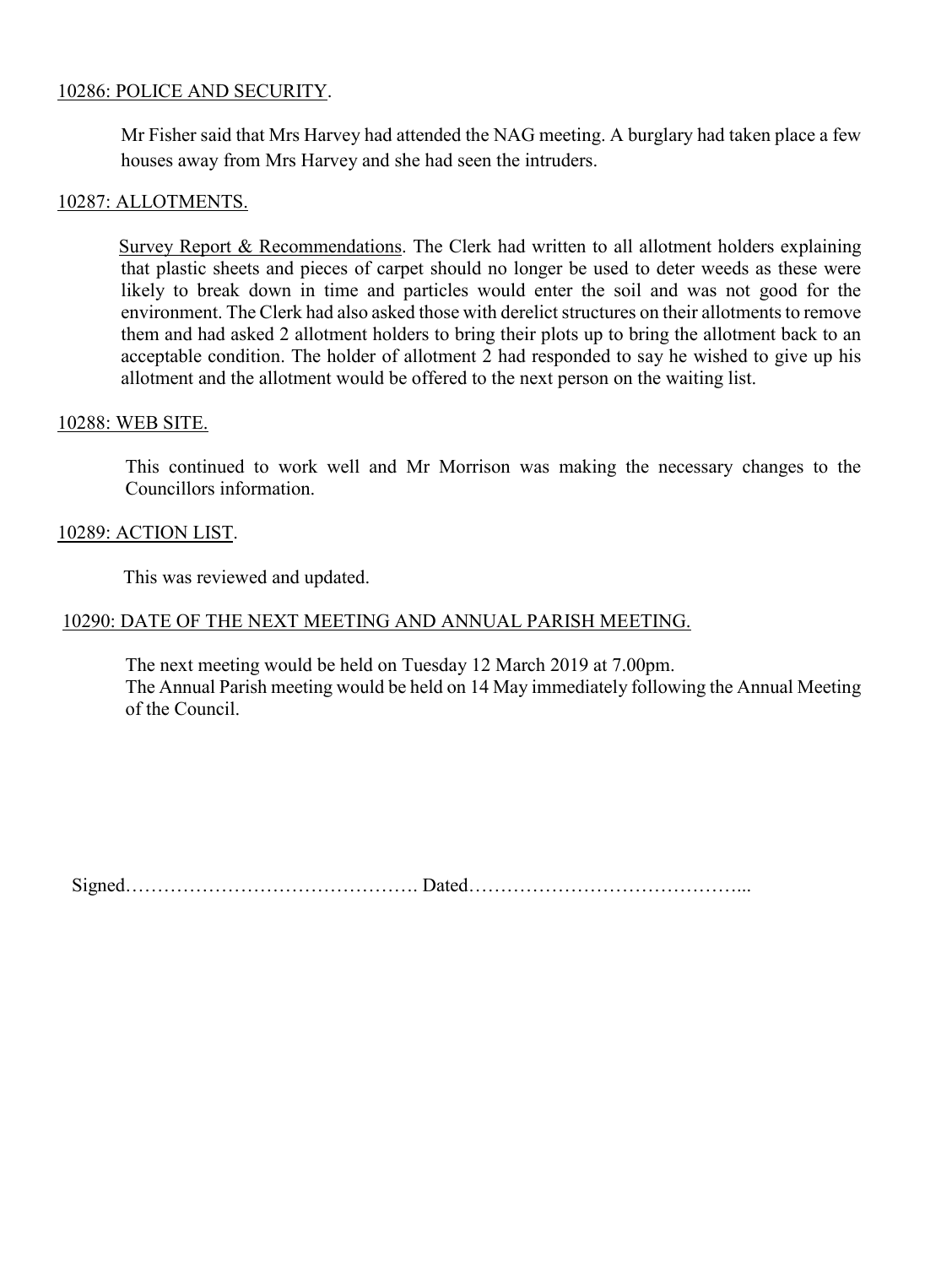<u>10286: POLICE AND SECURITY</u>.

Mr Fisher said that Mrs Harvey had attended the NAG meeting. A burglary had taken place a few houses away from Mrs Harvey and she had seen the intruders.

<u>10287: ALLOTMENTS.</u>

<u>Survey Report & Recommendations</u>. The Clerk had written to all allotment holders explaining that plastic sheets and pieces of carpet should no longer be used to deter weeds as these were likely to break down in time and particles would enter the soil and was not good for the environment. The Clerk had also asked those with derelict structures on their allotments to remove them and had asked 2 allotment holders to bring their plots up to bring the allotment back to an acceptable condition. The holder of allotment 2 had responded to say he wished to give up his allotment and the allotment would be offered to the next person on the waiting list.

<u>10288: WEB SITE.</u>

This continued to work well and Mr Morrison was making the necessary changes to the Councillors information.

<u>10289: ACTION LIST</u>.

This was reviewed and updated.

<u>10290: DATE OF THE NEXT MEETING AND ANNUAL PARISH MEETING.</u>

The next meeting would be held on Tuesday 12 March 2019 at 7.00pm.
The Annual Parish meeting would be held on 14 May immediately following the Annual Meeting of the Council.

Signed………………………………………. Dated……………………………………...